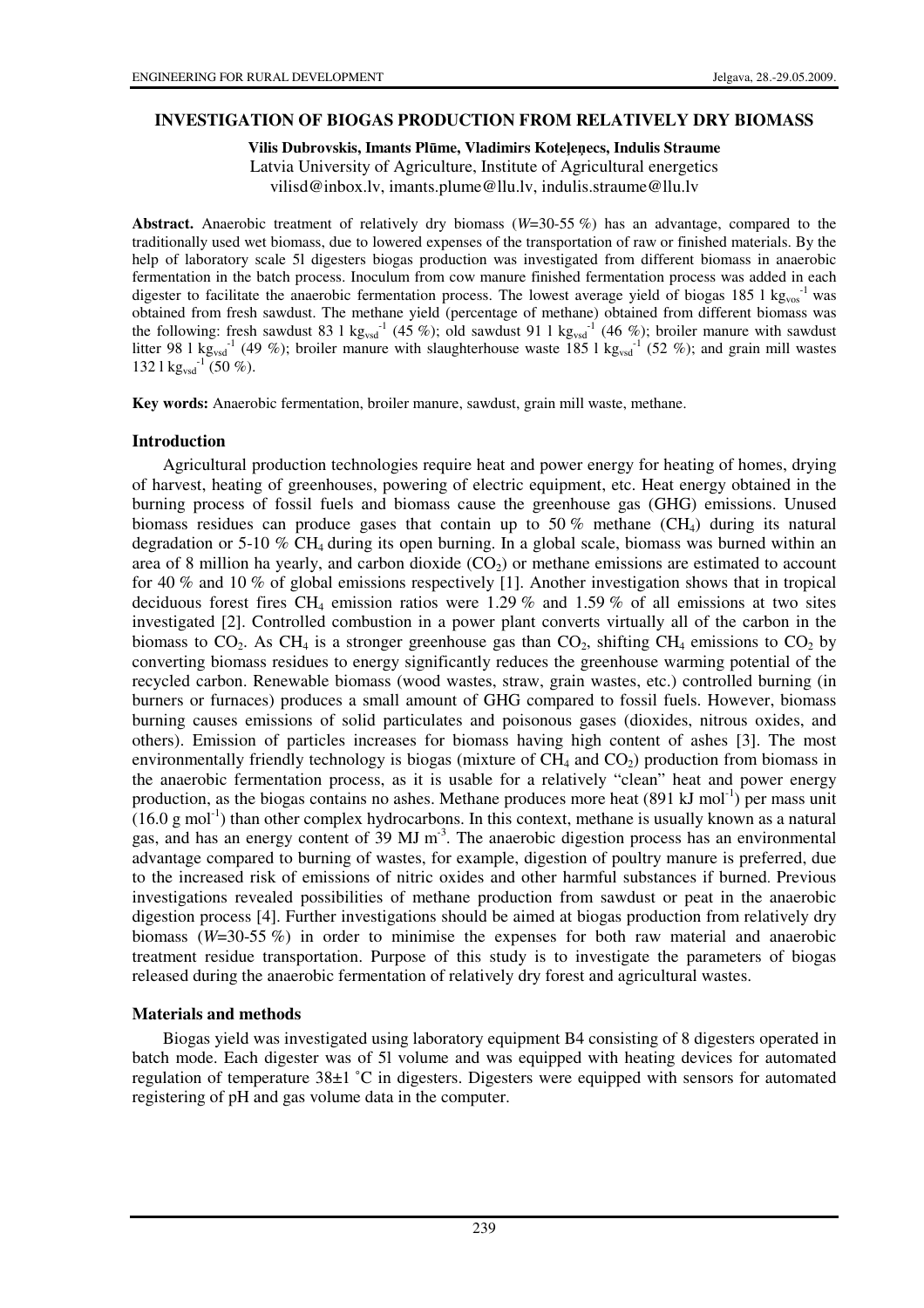# INVESTIGATION OF BIOGAS PRODUCTION FROM RELATIVELY DRY BIOMASS

**Vilis Dubrovskis, Imants Plūme, Vladimirs Koteļeņecs, Indulis Straume**

Latvia University of Agriculture, Institute of Agricultural energetics

vilisd@inbox.lv, imants.plume@llu.lv, indulis.straume@llu.lv

**Abstract.** Anaerobic treatment of relatively dry biomass (*W*=30-55 %) has an advantage, compared to the traditionally used wet biomass, due to lowered expenses of the transportation of raw or finished materials. By the help of laboratory scale 5l digesters biogas production was investigated from different biomass in anaerobic fermentation in the batch process. Inoculum from cow manure finished fermentation process was added in each digester to facilitate the anaerobic fermentation process. The lowest average yield of biogas 185 l $kg_{vos}^{-1}$ was obtained from fresh sawdust. The methane yield (percentage of methane) obtained from different biomass was the following: fresh sawdust 83 l $kg_{vsd}^{-1}$ (45 %); old sawdust 91 l $kg_{vsd}^{-1}$ (46 %); broiler manure with sawdust litter 98 l $kg_{vsd}^{-1}$ (49 %); broiler manure with slaughterhouse waste 185 l $kg_{vsd}^{-1}$ (52 %); and grain mill wastes 132 l $kg_{vsd}^{-1}$ (50 %).

**Key words:** Anaerobic fermentation, broiler manure, sawdust, grain mill waste, methane.

## Introduction

Agricultural production technologies require heat and power energy for heating of homes, drying of harvest, heating of greenhouses, powering of electric equipment, etc. Heat energy obtained in the burning process of fossil fuels and biomass cause the greenhouse gas (GHG) emissions. Unused biomass residues can produce gases that contain up to 50 % methane ($CH_4$) during its natural degradation or 5-10 % $CH_4$ during its open burning. In a global scale, biomass was burned within an area of 8 million ha yearly, and carbon dioxide ($CO_2$) or methane emissions are estimated to account for 40 % and 10 % of global emissions respectively [1]. Another investigation shows that in tropical deciduous forest fires $CH_4$ emission ratios were 1.29 % and 1.59 % of all emissions at two sites investigated [2]. Controlled combustion in a power plant converts virtually all of the carbon in the biomass to $CO_2$. As $CH_4$ is a stronger greenhouse gas than $CO_2$, shifting $CH_4$ emissions to $CO_2$ by converting biomass residues to energy significantly reduces the greenhouse warming potential of the recycled carbon. Renewable biomass (wood wastes, straw, grain wastes, etc.) controlled burning (in burners or furnaces) produces a small amount of GHG compared to fossil fuels. However, biomass burning causes emissions of solid particulates and poisonous gases (dioxides, nitrous oxides, and others). Emission of particles increases for biomass having high content of ashes [3]. The most environmentally friendly technology is biogas (mixture of $CH_4$ and $CO_2$) production from biomass in the anaerobic fermentation process, as it is usable for a relatively "clean" heat and power energy production, as the biogas contains no ashes. Methane produces more heat (891 kJ $mol^{-1}$) per mass unit (16.0 g $mol^{-1}$) than other complex hydrocarbons. In this context, methane is usually known as a natural gas, and has an energy content of 39 MJ $m^{-3}$. The anaerobic digestion process has an environmental advantage compared to burning of wastes, for example, digestion of poultry manure is preferred, due to the increased risk of emissions of nitric oxides and other harmful substances if burned. Previous investigations revealed possibilities of methane production from sawdust or peat in the anaerobic digestion process [4]. Further investigations should be aimed at biogas production from relatively dry biomass (*W*=30-55 %) in order to minimise the expenses for both raw material and anaerobic treatment residue transportation. Purpose of this study is to investigate the parameters of biogas released during the anaerobic fermentation of relatively dry forest and agricultural wastes.

## Materials and methods

Biogas yield was investigated using laboratory equipment B4 consisting of 8 digesters operated in batch mode. Each digester was of 5l volume and was equipped with heating devices for automated regulation of temperature 38±1 ˚C in digesters. Digesters were equipped with sensors for automated registering of pH and gas volume data in the computer.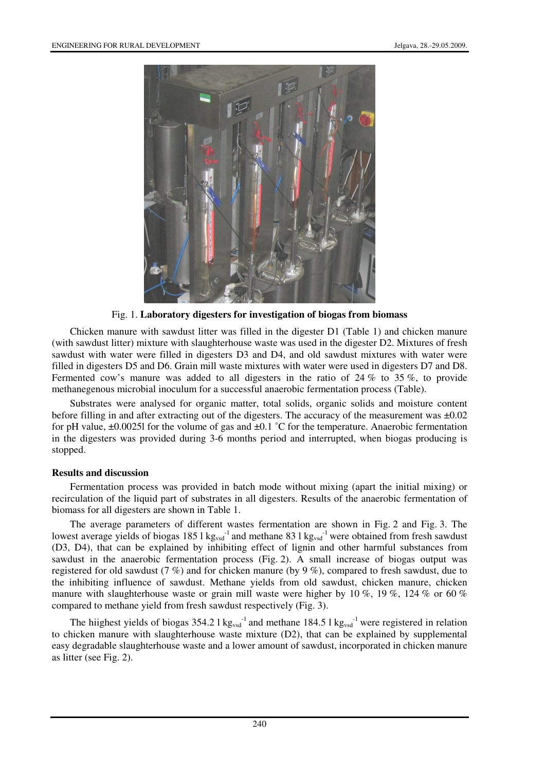Fig. 1. **Laboratory digesters for investigation of biogas from biomass**

Chicken manure with sawdust litter was filled in the digester D1 (Table 1) and chicken manure (with sawdust litter) mixture with slaughterhouse waste was used in the digester D2. Mixtures of fresh sawdust with water were filled in digesters D3 and D4, and old sawdust mixtures with water were filled in digesters D5 and D6. Grain mill waste mixtures with water were used in digesters D7 and D8. Fermented cow's manure was added to all digesters in the ratio of 24 % to 35 %, to provide methanegenous microbial inoculum for a successful anaerobic fermentation process (Table).

Substrates were analysed for organic matter, total solids, organic solids and moisture content before filling in and after extracting out of the digesters. The accuracy of the measurement was ±0.02 for pH value, ±0.0025l for the volume of gas and ±0.1 ˚C for the temperature. Anaerobic fermentation in the digesters was provided during 3-6 months period and interrupted, when biogas producing is stopped.

**Results and discussion**

Fermentation process was provided in batch mode without mixing (apart the initial mixing) or recirculation of the liquid part of substrates in all digesters. Results of the anaerobic fermentation of biomass for all digesters are shown in Table 1.

The average parameters of different wastes fermentation are shown in Fig. 2 and Fig. 3. The lowest average yields of biogas 185 l $kg_{vsd}^{-1}$ and methane 83 l $kg_{vsd}^{-1}$ were obtained from fresh sawdust (D3, D4), that can be explained by inhibiting effect of lignin and other harmful substances from sawdust in the anaerobic fermentation process (Fig. 2). A small increase of biogas output was registered for old sawdust (7 %) and for chicken manure (by 9 %), compared to fresh sawdust, due to the inhibiting influence of sawdust. Methane yields from old sawdust, chicken manure, chicken manure with slaughterhouse waste or grain mill waste were higher by 10 %, 19 %, 124 % or 60 % compared to methane yield from fresh sawdust respectively (Fig. 3).

The hiighest yields of biogas 354.2 l $kg_{vsd}^{-1}$ and methane 184.5 l $kg_{vsd}^{-1}$ were registered in relation to chicken manure with slaughterhouse waste mixture (D2), that can be explained by supplemental easy degradable slaughterhouse waste and a lower amount of sawdust, incorporated in chicken manure as litter (see Fig. 2).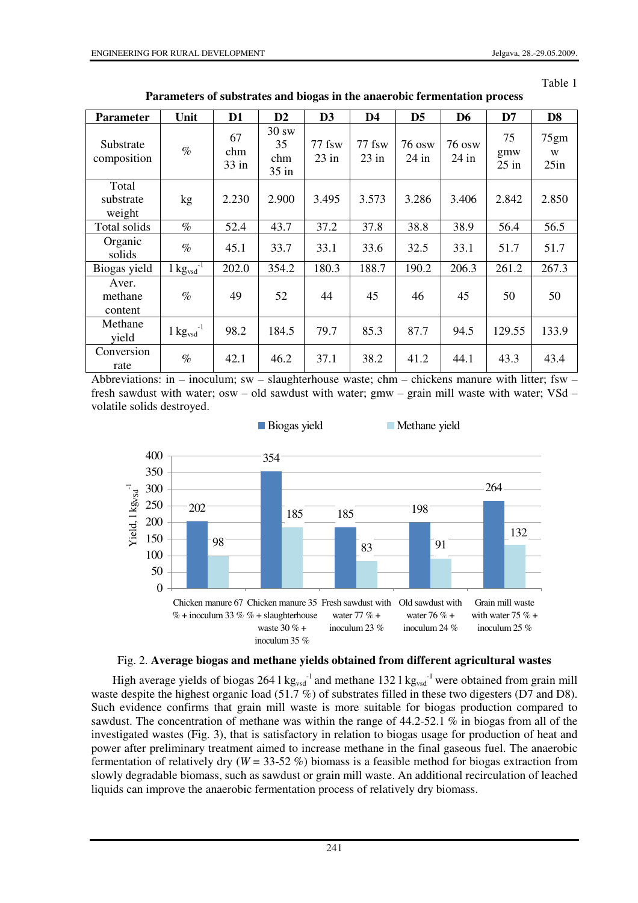Table 1

**Parameters of substrates and biogas in the anaerobic fermentation process**

| Parameter | Unit | D1 | D2 | D3 | D4 | D5 | D6 | D7 | D8 |
|---|---|---|---|---|---|---|---|---|---|
| Substrate composition | % | 67 chm 33 in | 30 sw 35 chm 35 in | 77 fsw 23 in | 77 fsw 23 in | 76 osw 24 in | 76 osw 24 in | 75 gmw 25 in | 75gm w 25in |
| Total substrate weight | kg | 2.230 | 2.900 | 3.495 | 3.573 | 3.286 | 3.406 | 2.842 | 2.850 |
| Total solids | % | 52.4 | 43.7 | 37.2 | 37.8 | 38.8 | 38.9 | 56.4 | 56.5 |
| Organic solids | % | 45.1 | 33.7 | 33.1 | 33.6 | 32.5 | 33.1 | 51.7 | 51.7 |
| Biogas yield | $l\ kg_{vsd}^{-1}$ | 202.0 | 354.2 | 180.3 | 188.7 | 190.2 | 206.3 | 261.2 | 267.3 |
| Aver. methane content | % | 49 | 52 | 44 | 45 | 46 | 45 | 50 | 50 |
| Methane yield | $l\ kg_{vsd}^{-1}$ | 98.2 | 184.5 | 79.7 | 85.3 | 87.7 | 94.5 | 129.55 | 133.9 |
| Conversion rate | % | 42.1 | 46.2 | 37.1 | 38.2 | 41.2 | 44.1 | 43.3 | 43.4 |

Abbreviations: in – inoculum; sw – slaughterhouse waste; chm – chickens manure with litter; fsw – fresh sawdust with water; osw – old sawdust with water; gmw – grain mill waste with water; VSd – volatile solids destroyed.

Fig. 2. **Average biogas and methane yields obtained from different agricultural wastes**

High average yields of biogas 264 $l\ kg_{vsd}^{-1}$ and methane 132 $l\ kg_{vsd}^{-1}$ were obtained from grain mill waste despite the highest organic load (51.7 %) of substrates filled in these two digesters (D7 and D8). Such evidence confirms that grain mill waste is more suitable for biogas production compared to sawdust. The concentration of methane was within the range of 44.2-52.1 % in biogas from all of the investigated wastes (Fig. 3), that is satisfactory in relation to biogas usage for production of heat and power after preliminary treatment aimed to increase methane in the final gaseous fuel. The anaerobic fermentation of relatively dry ($W$ = 33-52 %) biomass is a feasible method for biogas extraction from slowly degradable biomass, such as sawdust or grain mill waste. An additional recirculation of leached liquids can improve the anaerobic fermentation process of relatively dry biomass.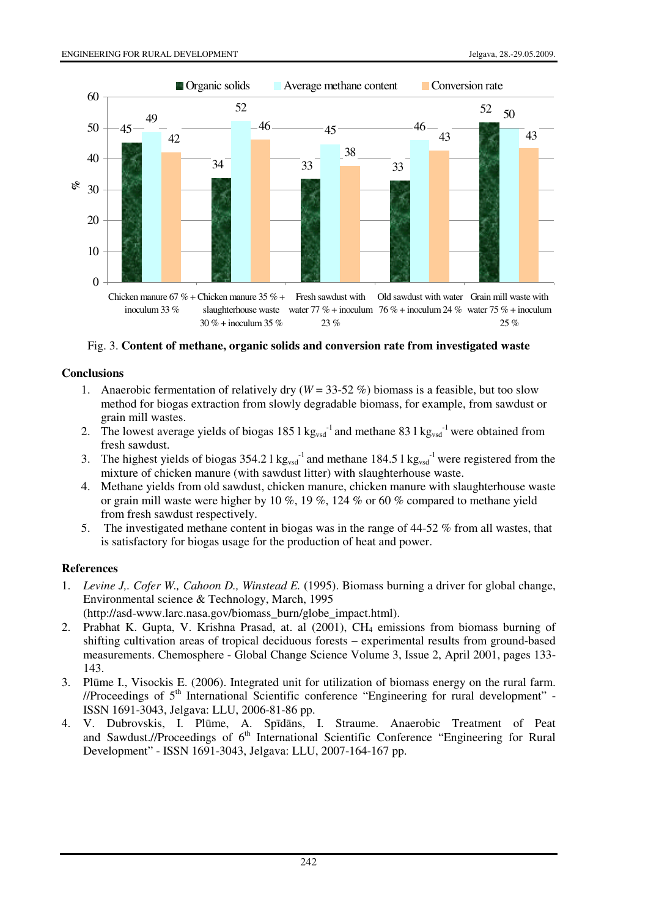Organic solids
Average methane content
Conversion rate

%

60
50
40
30
20
10
0

45 49 42
34 52 46
33 45 38
33 46 43
52 50 43

Chicken manure 67 % + inoculum 33 %
Chicken manure 35 % + slaughterhouse waste 30 % + inoculum 35 %
Fresh sawdust with water 77 % + inoculum 23 %
Old sawdust with water 76 % + inoculum 24 %
Grain mill waste with water 75 % + inoculum 25 %

Fig. 3. **Content of methane, organic solids and conversion rate from investigated waste**

## Conclusions

1. Anaerobic fermentation of relatively dry ($W$ = 33-52 %) biomass is a feasible, but too slow method for biogas extraction from slowly degradable biomass, for example, from sawdust or grain mill wastes.
2. The lowest average yields of biogas 185 l $kg_{vsd}^{-1}$ and methane 83 l $kg_{vsd}^{-1}$ were obtained from fresh sawdust.
3. The highest yields of biogas 354.2 l $kg_{vsd}^{-1}$ and methane 184.5 l $kg_{vsd}^{-1}$ were registered from the mixture of chicken manure (with sawdust litter) with slaughterhouse waste.
4. Methane yields from old sawdust, chicken manure, chicken manure with slaughterhouse waste or grain mill waste were higher by 10 %, 19 %, 124 % or 60 % compared to methane yield from fresh sawdust respectively.
5. The investigated methane content in biogas was in the range of 44-52 % from all wastes, that is satisfactory for biogas usage for the production of heat and power.

## References

1. *Levine J,. Cofer W., Cahoon D., Winstead E.* (1995). Biomass burning a driver for global change, Environmental science & Technology, March, 1995 (http://asd-www.larc.nasa.gov/biomass_burn/globe_impact.html).
2. Prabhat K. Gupta, V. Krishna Prasad, at. al (2001), $CH_4$ emissions from biomass burning of shifting cultivation areas of tropical deciduous forests – experimental results from ground-based measurements. Chemosphere - Global Change Science Volume 3, Issue 2, April 2001, pages 133-143.
3. Plūme I., Visockis E. (2006). Integrated unit for utilization of biomass energy on the rural farm. //Proceedings of 5th International Scientific conference "Engineering for rural development" - ISSN 1691-3043, Jelgava: LLU, 2006-81-86 pp.
4. V. Dubrovskis, I. Plūme, A. Spīdāns, I. Straume. Anaerobic Treatment of Peat and Sawdust.//Proceedings of 6th International Scientific Conference "Engineering for Rural Development" - ISSN 1691-3043, Jelgava: LLU, 2007-164-167 pp.